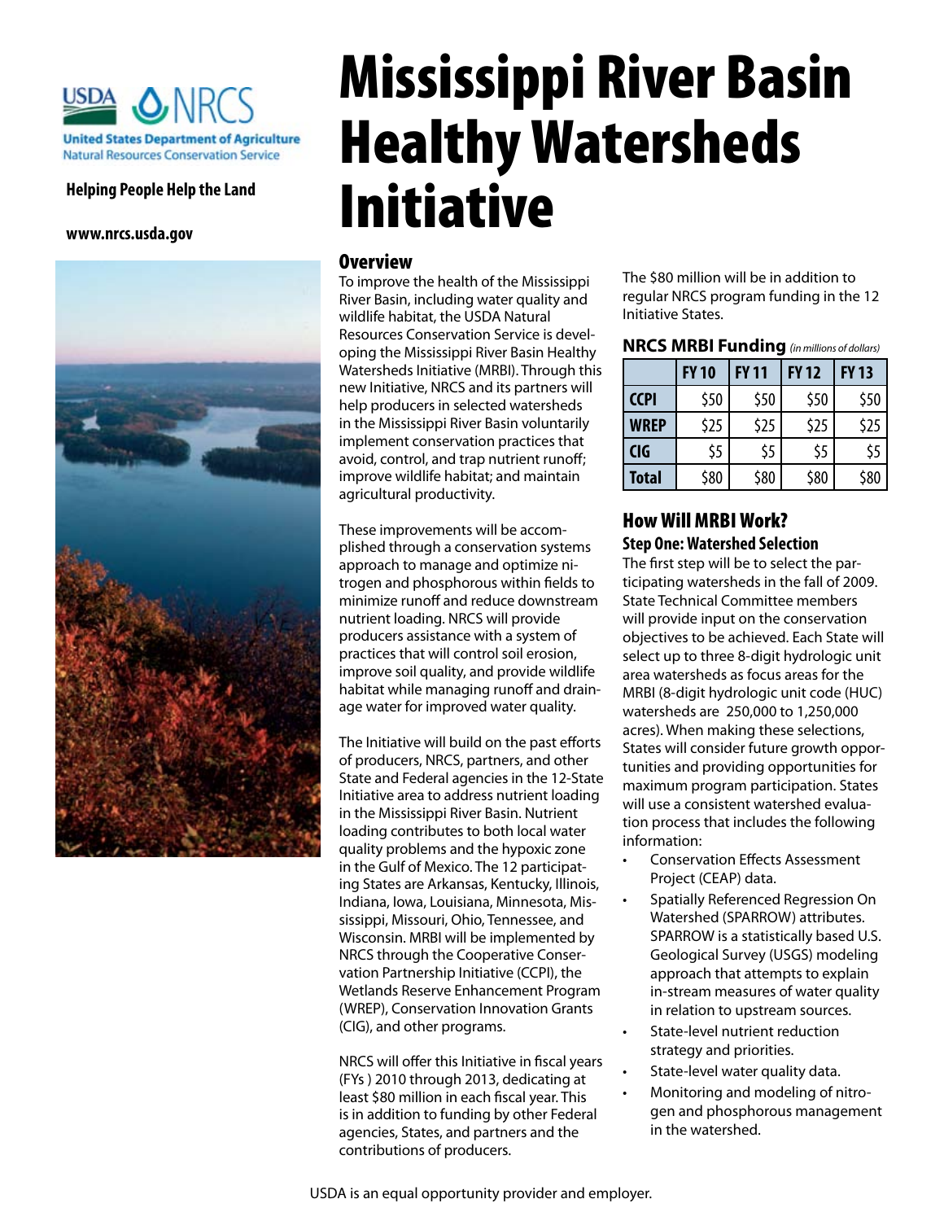USDA NRCS

United States Department of Agriculture
Natural Resources Conservation Service

**Helping People Help the Land**

**www.nrcs.usda.gov**

# Mississippi River Basin Healthy Watersheds Initiative

## Overview

To improve the health of the Mississippi River Basin, including water quality and wildlife habitat, the USDA Natural Resources Conservation Service is developing the Mississippi River Basin Healthy Watersheds Initiative (MRBI). Through this new Initiative, NRCS and its partners will help producers in selected watersheds in the Mississippi River Basin voluntarily implement conservation practices that avoid, control, and trap nutrient runoff; improve wildlife habitat; and maintain agricultural productivity.

These improvements will be accomplished through a conservation systems approach to manage and optimize nitrogen and phosphorous within fields to minimize runoff and reduce downstream nutrient loading. NRCS will provide producers assistance with a system of practices that will control soil erosion, improve soil quality, and provide wildlife habitat while managing runoff and drainage water for improved water quality.

The Initiative will build on the past efforts of producers, NRCS, partners, and other State and Federal agencies in the 12-State Initiative area to address nutrient loading in the Mississippi River Basin. Nutrient loading contributes to both local water quality problems and the hypoxic zone in the Gulf of Mexico. The 12 participating States are Arkansas, Kentucky, Illinois, Indiana, Iowa, Louisiana, Minnesota, Mississippi, Missouri, Ohio, Tennessee, and Wisconsin. MRBI will be implemented by NRCS through the Cooperative Conservation Partnership Initiative (CCPI), the Wetlands Reserve Enhancement Program (WREP), Conservation Innovation Grants (CIG), and other programs.

NRCS will offer this Initiative in fiscal years (FYs ) 2010 through 2013, dedicating at least $80 million in each fiscal year. This is in addition to funding by other Federal agencies, States, and partners and the contributions of producers.

The $80 million will be in addition to regular NRCS program funding in the 12 Initiative States.

**NRCS MRBI Funding** *(in millions of dollars)*

| | FY 10 | FY 11 | FY 12 | FY 13 |
|---|---|---|---|---|
| **CCPI** | $50 | $50 | $50 | $50 |
| **WREP** | $25 | $25 | $25 | $25 |
| **CIG** | $5 | $5 | $5 | $5 |
| **Total** | $80 | $80 | $80 | $80 |

## How Will MRBI Work?

### Step One: Watershed Selection

The first step will be to select the participating watersheds in the fall of 2009. State Technical Committee members will provide input on the conservation objectives to be achieved. Each State will select up to three 8-digit hydrologic unit area watersheds as focus areas for the MRBI (8-digit hydrologic unit code (HUC) watersheds are 250,000 to 1,250,000 acres). When making these selections, States will consider future growth opportunities and providing opportunities for maximum program participation. States will use a consistent watershed evaluation process that includes the following information:

- Conservation Effects Assessment Project (CEAP) data.
- Spatially Referenced Regression On Watershed (SPARROW) attributes. SPARROW is a statistically based U.S. Geological Survey (USGS) modeling approach that attempts to explain in-stream measures of water quality in relation to upstream sources.
- State-level nutrient reduction strategy and priorities.
- State-level water quality data.
- Monitoring and modeling of nitrogen and phosphorous management in the watershed.

USDA is an equal opportunity provider and employer.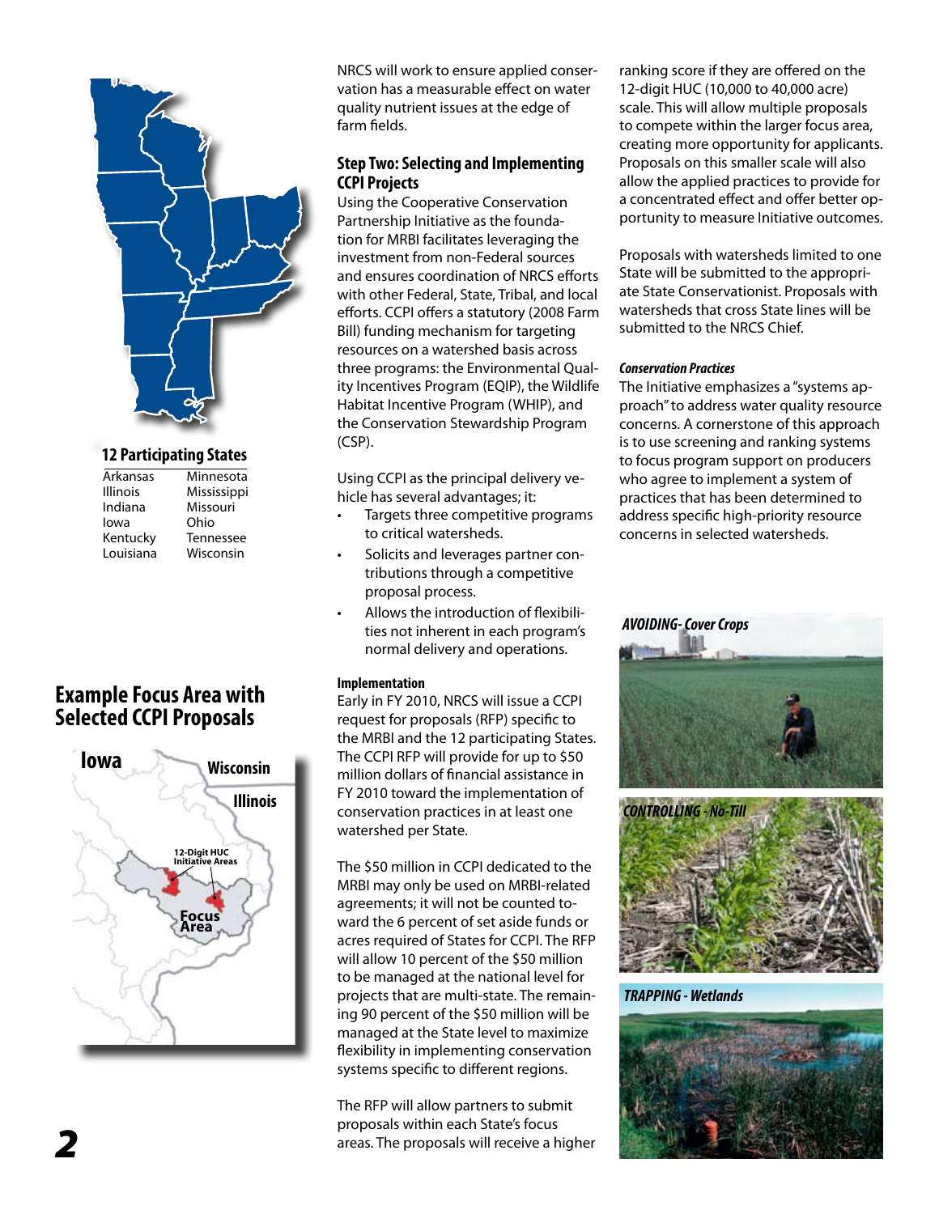## 12 Participating States

| | |
|---|---|
| Arkansas | Minnesota |
| Illinois | Mississippi |
| Indiana | Missouri |
| Iowa | Ohio |
| Kentucky | Tennessee |
| Louisiana | Wisconsin |

## Example Focus Area with Selected CCPI Proposals

Iowa

Wisconsin

Illinois

12-Digit HUC Initiative Areas

Focus Area

NRCS will work to ensure applied conservation has a measurable effect on water quality nutrient issues at the edge of farm fields.

## Step Two: Selecting and Implementing CCPI Projects

Using the Cooperative Conservation Partnership Initiative as the foundation for MRBI facilitates leveraging the investment from non-Federal sources and ensures coordination of NRCS efforts with other Federal, State, Tribal, and local efforts. CCPI offers a statutory (2008 Farm Bill) funding mechanism for targeting resources on a watershed basis across three programs: the Environmental Quality Incentives Program (EQIP), the Wildlife Habitat Incentive Program (WHIP), and the Conservation Stewardship Program (CSP).

Using CCPI as the principal delivery vehicle has several advantages; it:

- Targets three competitive programs to critical watersheds.
- Solicits and leverages partner contributions through a competitive proposal process.
- Allows the introduction of flexibilities not inherent in each program's normal delivery and operations.

### Implementation

Early in FY 2010, NRCS will issue a CCPI request for proposals (RFP) specific to the MRBI and the 12 participating States. The CCPI RFP will provide for up to $50 million dollars of financial assistance in FY 2010 toward the implementation of conservation practices in at least one watershed per State.

The $50 million in CCPI dedicated to the MRBI may only be used on MRBI-related agreements; it will not be counted toward the 6 percent of set aside funds or acres required of States for CCPI. The RFP will allow 10 percent of the $50 million to be managed at the national level for projects that are multi-state. The remaining 90 percent of the $50 million will be managed at the State level to maximize flexibility in implementing conservation systems specific to different regions.

The RFP will allow partners to submit proposals within each State's focus areas. The proposals will receive a higher ranking score if they are offered on the 12-digit HUC (10,000 to 40,000 acre) scale. This will allow multiple proposals to compete within the larger focus area, creating more opportunity for applicants. Proposals on this smaller scale will also allow the applied practices to provide for a concentrated effect and offer better opportunity to measure Initiative outcomes.

Proposals with watersheds limited to one State will be submitted to the appropriate State Conservationist. Proposals with watersheds that cross State lines will be submitted to the NRCS Chief.

### *Conservation Practices*

The Initiative emphasizes a "systems approach" to address water quality resource concerns. A cornerstone of this approach is to use screening and ranking systems to focus program support on producers who agree to implement a system of practices that has been determined to address specific high-priority resource concerns in selected watersheds.

*AVOIDING- Cover Crops*

*CONTROLLING - No-Till*

*TRAPPING - Wetlands*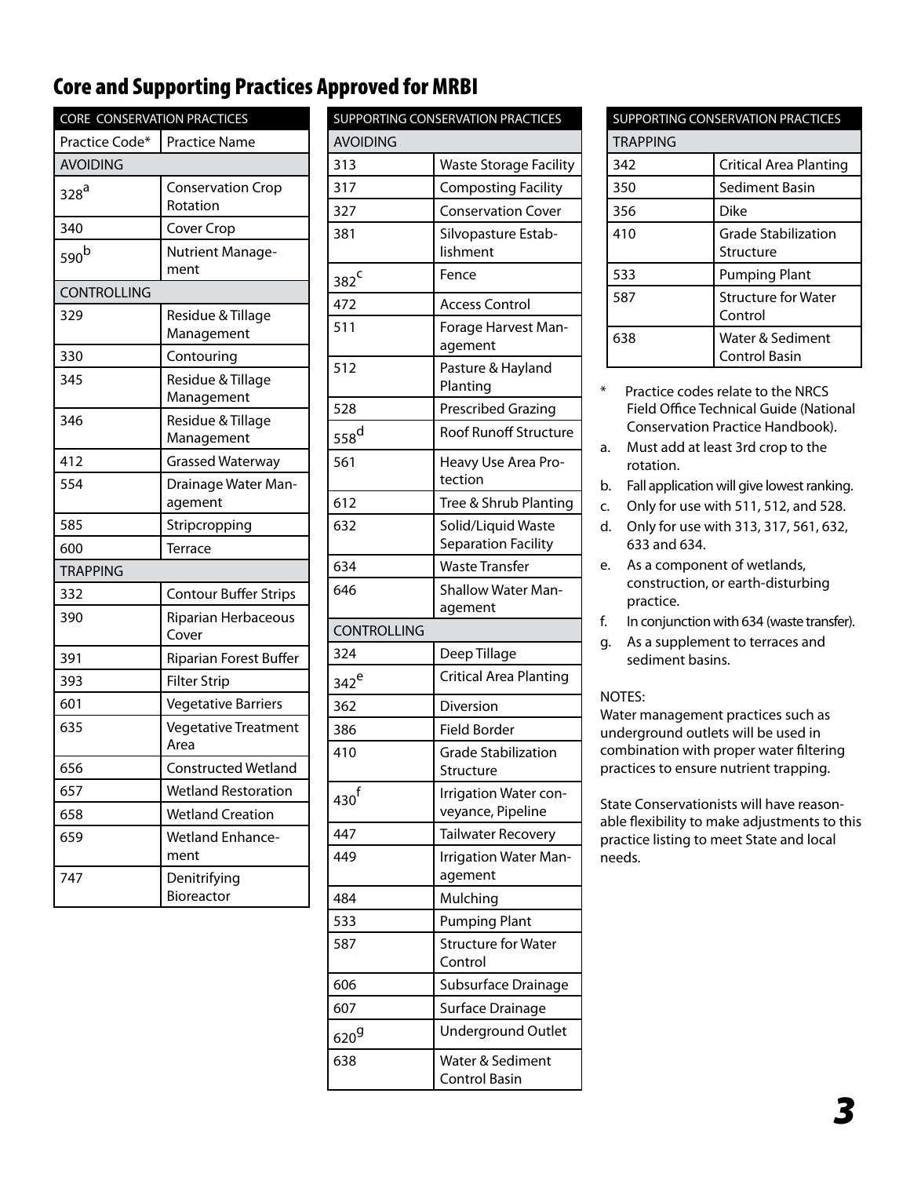# Core and Supporting Practices Approved for MRBI

| CORE CONSERVATION PRACTICES | |
|---|---|
| Practice Code* | Practice Name |
| AVOIDING | |
| 328[a] | Conservation Crop Rotation |
| 340 | Cover Crop |
| 590[b] | Nutrient Management |
| CONTROLLING | |
| 329 | Residue & Tillage Management |
| 330 | Contouring |
| 345 | Residue & Tillage Management |
| 346 | Residue & Tillage Management |
| 412 | Grassed Waterway |
| 554 | Drainage Water Management |
| 585 | Stripcropping |
| 600 | Terrace |
| TRAPPING | |
| 332 | Contour Buffer Strips |
| 390 | Riparian Herbaceous Cover |
| 391 | Riparian Forest Buffer |
| 393 | Filter Strip |
| 601 | Vegetative Barriers |
| 635 | Vegetative Treatment Area |
| 656 | Constructed Wetland |
| 657 | Wetland Restoration |
| 658 | Wetland Creation |
| 659 | Wetland Enhancement |
| 747 | Denitrifying Bioreactor |

| SUPPORTING CONSERVATION PRACTICES | |
|---|---|
| AVOIDING | |
| 313 | Waste Storage Facility |
| 317 | Composting Facility |
| 327 | Conservation Cover |
| 381 | Silvopasture Establishment |
| 382[c] | Fence |
| 472 | Access Control |
| 511 | Forage Harvest Management |
| 512 | Pasture & Hayland Planting |
| 528 | Prescribed Grazing |
| 558[d] | Roof Runoff Structure |
| 561 | Heavy Use Area Protection |
| 612 | Tree & Shrub Planting |
| 632 | Solid/Liquid Waste Separation Facility |
| 634 | Waste Transfer |
| 646 | Shallow Water Management |
| CONTROLLING | |
| 324 | Deep Tillage |
| 342[e] | Critical Area Planting |
| 362 | Diversion |
| 386 | Field Border |
| 410 | Grade Stabilization Structure |
| 430[f] | Irrigation Water conveyance, Pipeline |
| 447 | Tailwater Recovery |
| 449 | Irrigation Water Management |
| 484 | Mulching |
| 533 | Pumping Plant |
| 587 | Structure for Water Control |
| 606 | Subsurface Drainage |
| 607 | Surface Drainage |
| 620[g] | Underground Outlet |
| 638 | Water & Sediment Control Basin |

| SUPPORTING CONSERVATION PRACTICES | |
|---|---|
| TRAPPING | |
| 342 | Critical Area Planting |
| 350 | Sediment Basin |
| 356 | Dike |
| 410 | Grade Stabilization Structure |
| 533 | Pumping Plant |
| 587 | Structure for Water Control |
| 638 | Water & Sediment Control Basin |

\* Practice codes relate to the NRCS Field Office Technical Guide (National Conservation Practice Handbook).

a. Must add at least 3rd crop to the rotation.

b. Fall application will give lowest ranking.

c. Only for use with 511, 512, and 528.

d. Only for use with 313, 317, 561, 632, 633 and 634.

e. As a component of wetlands, construction, or earth-disturbing practice.

f. In conjunction with 634 (waste transfer).

g. As a supplement to terraces and sediment basins.

NOTES:
Water management practices such as underground outlets will be used in combination with proper water filtering practices to ensure nutrient trapping.

State Conservationists will have reasonable flexibility to make adjustments to this practice listing to meet State and local needs.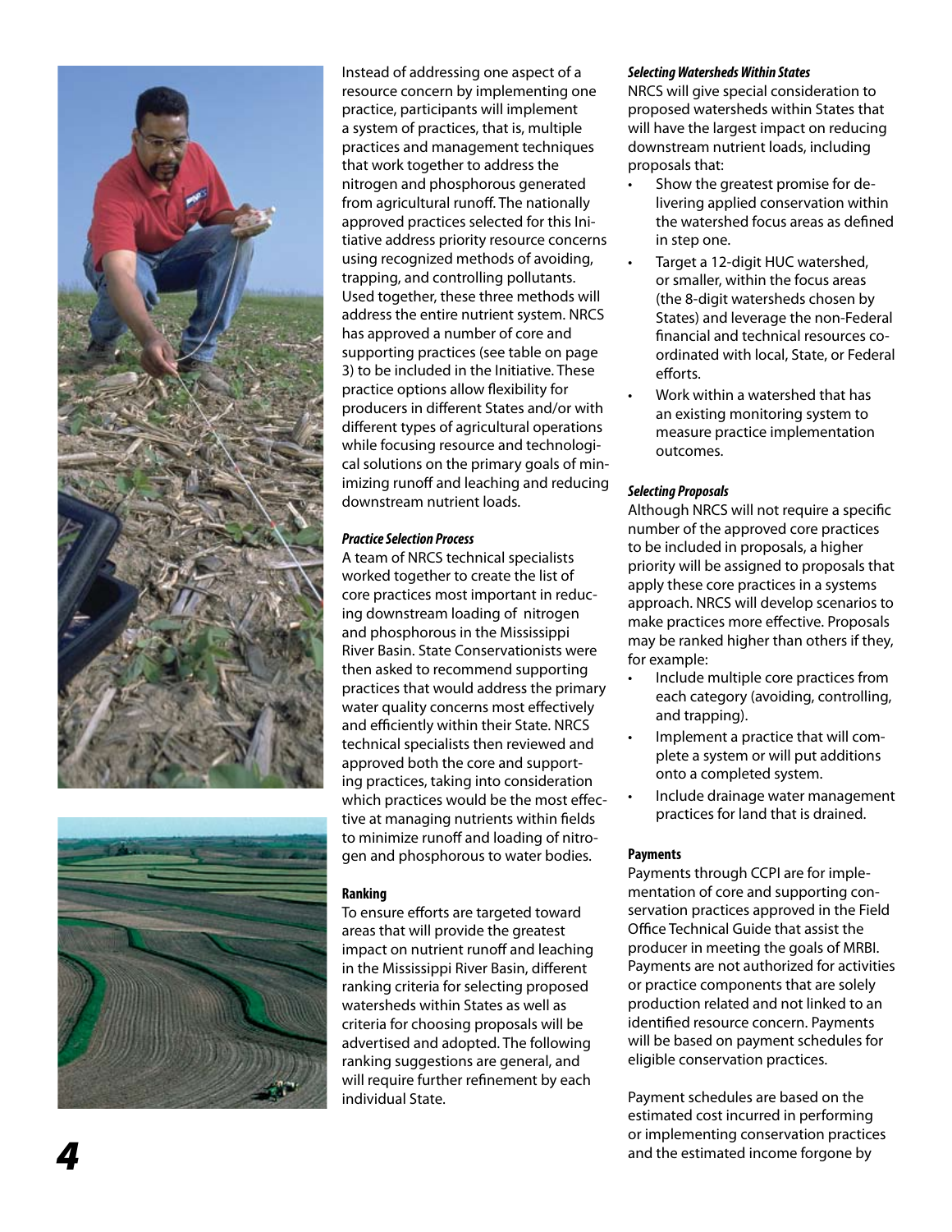Instead of addressing one aspect of a resource concern by implementing one practice, participants will implement a system of practices, that is, multiple practices and management techniques that work together to address the nitrogen and phosphorous generated from agricultural runoff. The nationally approved practices selected for this Initiative address priority resource concerns using recognized methods of avoiding, trapping, and controlling pollutants. Used together, these three methods will address the entire nutrient system. NRCS has approved a number of core and supporting practices (see table on page 3) to be included in the Initiative. These practice options allow flexibility for producers in different States and/or with different types of agricultural operations while focusing resource and technological solutions on the primary goals of minimizing runoff and leaching and reducing downstream nutrient loads.

#### *Practice Selection Process*

A team of NRCS technical specialists worked together to create the list of core practices most important in reducing downstream loading of nitrogen and phosphorous in the Mississippi River Basin. State Conservationists were then asked to recommend supporting practices that would address the primary water quality concerns most effectively and efficiently within their State. NRCS technical specialists then reviewed and approved both the core and supporting practices, taking into consideration which practices would be the most effective at managing nutrients within fields to minimize runoff and loading of nitrogen and phosphorous to water bodies.

### Ranking

To ensure efforts are targeted toward areas that will provide the greatest impact on nutrient runoff and leaching in the Mississippi River Basin, different ranking criteria for selecting proposed watersheds within States as well as criteria for choosing proposals will be advertised and adopted. The following ranking suggestions are general, and will require further refinement by each individual State.

#### *Selecting Watersheds Within States*

NRCS will give special consideration to proposed watersheds within States that will have the largest impact on reducing downstream nutrient loads, including proposals that:

- Show the greatest promise for delivering applied conservation within the watershed focus areas as defined in step one.
- Target a 12-digit HUC watershed, or smaller, within the focus areas (the 8-digit watersheds chosen by States) and leverage the non-Federal financial and technical resources coordinated with local, State, or Federal efforts.
- Work within a watershed that has an existing monitoring system to measure practice implementation outcomes.

#### *Selecting Proposals*

Although NRCS will not require a specific number of the approved core practices to be included in proposals, a higher priority will be assigned to proposals that apply these core practices in a systems approach. NRCS will develop scenarios to make practices more effective. Proposals may be ranked higher than others if they, for example:

- Include multiple core practices from each category (avoiding, controlling, and trapping).
- Implement a practice that will complete a system or will put additions onto a completed system.
- Include drainage water management practices for land that is drained.

### Payments

Payments through CCPI are for implementation of core and supporting conservation practices approved in the Field Office Technical Guide that assist the producer in meeting the goals of MRBI. Payments are not authorized for activities or practice components that are solely production related and not linked to an identified resource concern. Payments will be based on payment schedules for eligible conservation practices.

Payment schedules are based on the estimated cost incurred in performing or implementing conservation practices and the estimated income forgone by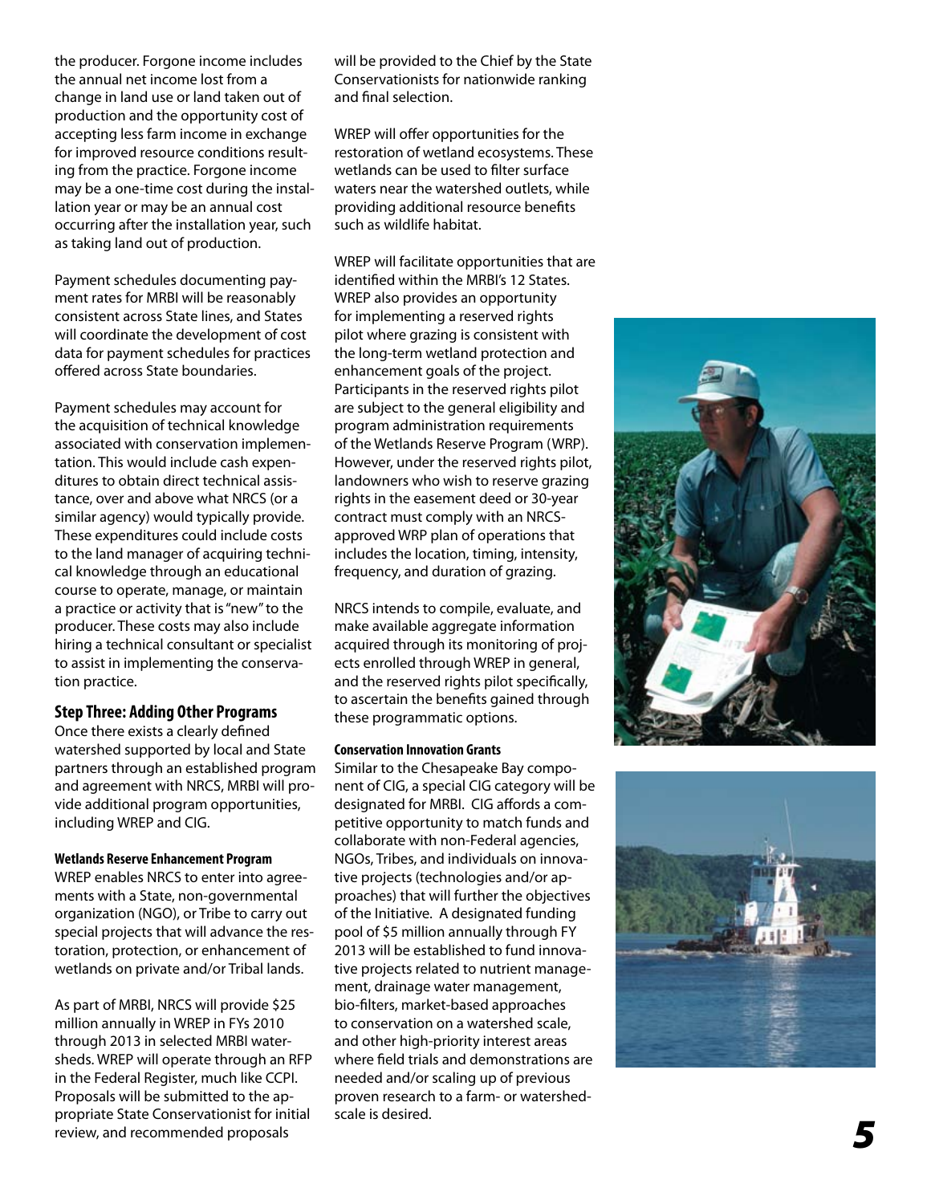the producer. Forgone income includes the annual net income lost from a change in land use or land taken out of production and the opportunity cost of accepting less farm income in exchange for improved resource conditions resulting from the practice. Forgone income may be a one-time cost during the installation year or may be an annual cost occurring after the installation year, such as taking land out of production.

Payment schedules documenting payment rates for MRBI will be reasonably consistent across State lines, and States will coordinate the development of cost data for payment schedules for practices offered across State boundaries.

Payment schedules may account for the acquisition of technical knowledge associated with conservation implementation. This would include cash expenditures to obtain direct technical assistance, over and above what NRCS (or a similar agency) would typically provide. These expenditures could include costs to the land manager of acquiring technical knowledge through an educational course to operate, manage, or maintain a practice or activity that is "new" to the producer. These costs may also include hiring a technical consultant or specialist to assist in implementing the conservation practice.

## Step Three: Adding Other Programs

Once there exists a clearly defined watershed supported by local and State partners through an established program and agreement with NRCS, MRBI will provide additional program opportunities, including WREP and CIG.

### Wetlands Reserve Enhancement Program

WREP enables NRCS to enter into agreements with a State, non-governmental organization (NGO), or Tribe to carry out special projects that will advance the restoration, protection, or enhancement of wetlands on private and/or Tribal lands.

As part of MRBI, NRCS will provide $25 million annually in WREP in FYs 2010 through 2013 in selected MRBI watersheds. WREP will operate through an RFP in the Federal Register, much like CCPI. Proposals will be submitted to the appropriate State Conservationist for initial review, and recommended proposals will be provided to the Chief by the State Conservationists for nationwide ranking and final selection.

WREP will offer opportunities for the restoration of wetland ecosystems. These wetlands can be used to filter surface waters near the watershed outlets, while providing additional resource benefits such as wildlife habitat.

WREP will facilitate opportunities that are identified within the MRBI's 12 States. WREP also provides an opportunity for implementing a reserved rights pilot where grazing is consistent with the long-term wetland protection and enhancement goals of the project. Participants in the reserved rights pilot are subject to the general eligibility and program administration requirements of the Wetlands Reserve Program (WRP). However, under the reserved rights pilot, landowners who wish to reserve grazing rights in the easement deed or 30-year contract must comply with an NRCS-approved WRP plan of operations that includes the location, timing, intensity, frequency, and duration of grazing.

NRCS intends to compile, evaluate, and make available aggregate information acquired through its monitoring of projects enrolled through WREP in general, and the reserved rights pilot specifically, to ascertain the benefits gained through these programmatic options.

### Conservation Innovation Grants

Similar to the Chesapeake Bay component of CIG, a special CIG category will be designated for MRBI. CIG affords a competitive opportunity to match funds and collaborate with non-Federal agencies, NGOs, Tribes, and individuals on innovative projects (technologies and/or approaches) that will further the objectives of the Initiative. A designated funding pool of $5 million annually through FY 2013 will be established to fund innovative projects related to nutrient management, drainage water management, bio-filters, market-based approaches to conservation on a watershed scale, and other high-priority interest areas where field trials and demonstrations are needed and/or scaling up of previous proven research to a farm- or watershed-scale is desired.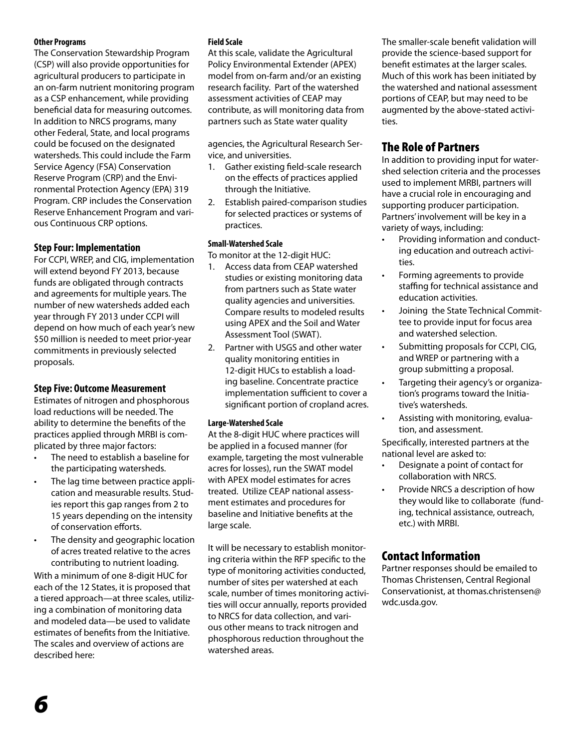#### Other Programs

The Conservation Stewardship Program (CSP) will also provide opportunities for agricultural producers to participate in an on-farm nutrient monitoring program as a CSP enhancement, while providing beneficial data for measuring outcomes. In addition to NRCS programs, many other Federal, State, and local programs could be focused on the designated watersheds. This could include the Farm Service Agency (FSA) Conservation Reserve Program (CRP) and the Environmental Protection Agency (EPA) 319 Program. CRP includes the Conservation Reserve Enhancement Program and various Continuous CRP options.

### Step Four: Implementation

For CCPI, WREP, and CIG, implementation will extend beyond FY 2013, because funds are obligated through contracts and agreements for multiple years. The number of new watersheds added each year through FY 2013 under CCPI will depend on how much of each year's new $50 million is needed to meet prior-year commitments in previously selected proposals.

### Step Five: Outcome Measurement

Estimates of nitrogen and phosphorous load reductions will be needed. The ability to determine the benefits of the practices applied through MRBI is complicated by three major factors:

- The need to establish a baseline for the participating watersheds.
- The lag time between practice application and measurable results. Studies report this gap ranges from 2 to 15 years depending on the intensity of conservation efforts.
- The density and geographic location of acres treated relative to the acres contributing to nutrient loading.

With a minimum of one 8-digit HUC for each of the 12 States, it is proposed that a tiered approach—at three scales, utilizing a combination of monitoring data and modeled data—be used to validate estimates of benefits from the Initiative. The scales and overview of actions are described here:

#### Field Scale

At this scale, validate the Agricultural Policy Environmental Extender (APEX) model from on-farm and/or an existing research facility. Part of the watershed assessment activities of CEAP may contribute, as will monitoring data from partners such as State water quality agencies, the Agricultural Research Service, and universities.

1. Gather existing field-scale research on the effects of practices applied through the Initiative.
2. Establish paired-comparison studies for selected practices or systems of practices.

#### Small-Watershed Scale

To monitor at the 12-digit HUC:

1. Access data from CEAP watershed studies or existing monitoring data from partners such as State water quality agencies and universities. Compare results to modeled results using APEX and the Soil and Water Assessment Tool (SWAT).
2. Partner with USGS and other water quality monitoring entities in 12-digit HUCs to establish a loading baseline. Concentrate practice implementation sufficient to cover a significant portion of cropland acres.

#### Large-Watershed Scale

At the 8-digit HUC where practices will be applied in a focused manner (for example, targeting the most vulnerable acres for losses), run the SWAT model with APEX model estimates for acres treated. Utilize CEAP national assessment estimates and procedures for baseline and Initiative benefits at the large scale.

It will be necessary to establish monitoring criteria within the RFP specific to the type of monitoring activities conducted, number of sites per watershed at each scale, number of times monitoring activities will occur annually, reports provided to NRCS for data collection, and various other means to track nitrogen and phosphorous reduction throughout the watershed areas.

The smaller-scale benefit validation will provide the science-based support for benefit estimates at the larger scales. Much of this work has been initiated by the watershed and national assessment portions of CEAP, but may need to be augmented by the above-stated activities.

## The Role of Partners

In addition to providing input for watershed selection criteria and the processes used to implement MRBI, partners will have a crucial role in encouraging and supporting producer participation. Partners' involvement will be key in a variety of ways, including:

- Providing information and conducting education and outreach activities.
- Forming agreements to provide staffing for technical assistance and education activities.
- Joining the State Technical Committee to provide input for focus area and watershed selection.
- Submitting proposals for CCPI, CIG, and WREP or partnering with a group submitting a proposal.
- Targeting their agency's or organization's programs toward the Initiative's watersheds.
- Assisting with monitoring, evaluation, and assessment.

Specifically, interested partners at the national level are asked to:

- Designate a point of contact for collaboration with NRCS.
- Provide NRCS a description of how they would like to collaborate (funding, technical assistance, outreach, etc.) with MRBI.

## Contact Information

Partner responses should be emailed to Thomas Christensen, Central Regional Conservationist, at thomas.christensen@wdc.usda.gov.